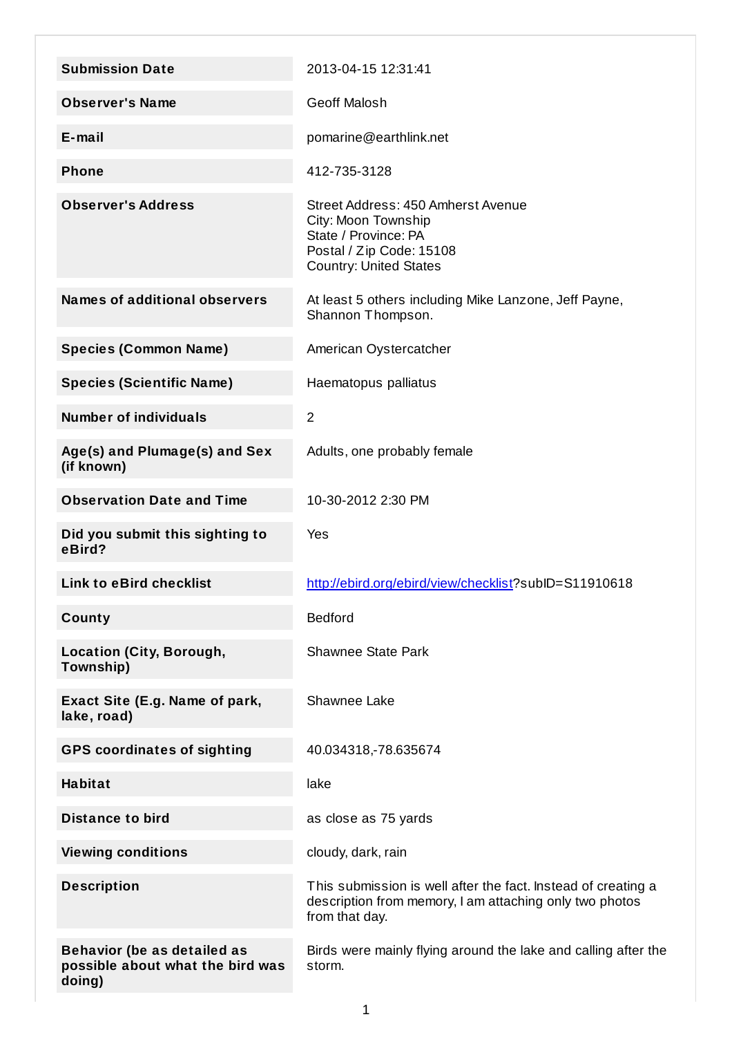| | |
|---|---|
| **Submission Date** | 2013-04-15 12:31:41 |
| **Observer's Name** | Geoff Malosh |
| **E-mail** | pomarine@earthlink.net |
| **Phone** | 412-735-3128 |
| **Observer's Address** | Street Address: 450 Amherst Avenue<br>City: Moon Township<br>State / Province: PA<br>Postal / Zip Code: 15108<br>Country: United States |
| **Names of additional observers** | At least 5 others including Mike Lanzone, Jeff Payne, Shannon Thompson. |
| **Species (Common Name)** | American Oystercatcher |
| **Species (Scientific Name)** | Haematopus palliatus |
| **Number of individuals** | 2 |
| **Age(s) and Plumage(s) and Sex (if known)** | Adults, one probably female |
| **Observation Date and Time** | 10-30-2012 2:30 PM |
| **Did you submit this sighting to eBird?** | Yes |
| **Link to eBird checklist** | http://ebird.org/ebird/view/checklist?subID=S11910618 |
| **County** | Bedford |
| **Location (City, Borough, Township)** | Shawnee State Park |
| **Exact Site (E.g. Name of park, lake, road)** | Shawnee Lake |
| **GPS coordinates of sighting** | 40.034318,-78.635674 |
| **Habitat** | lake |
| **Distance to bird** | as close as 75 yards |
| **Viewing conditions** | cloudy, dark, rain |
| **Description** | This submission is well after the fact. Instead of creating a description from memory, I am attaching only two photos from that day. |
| **Behavior (be as detailed as possible about what the bird was doing)** | Birds were mainly flying around the lake and calling after the storm. |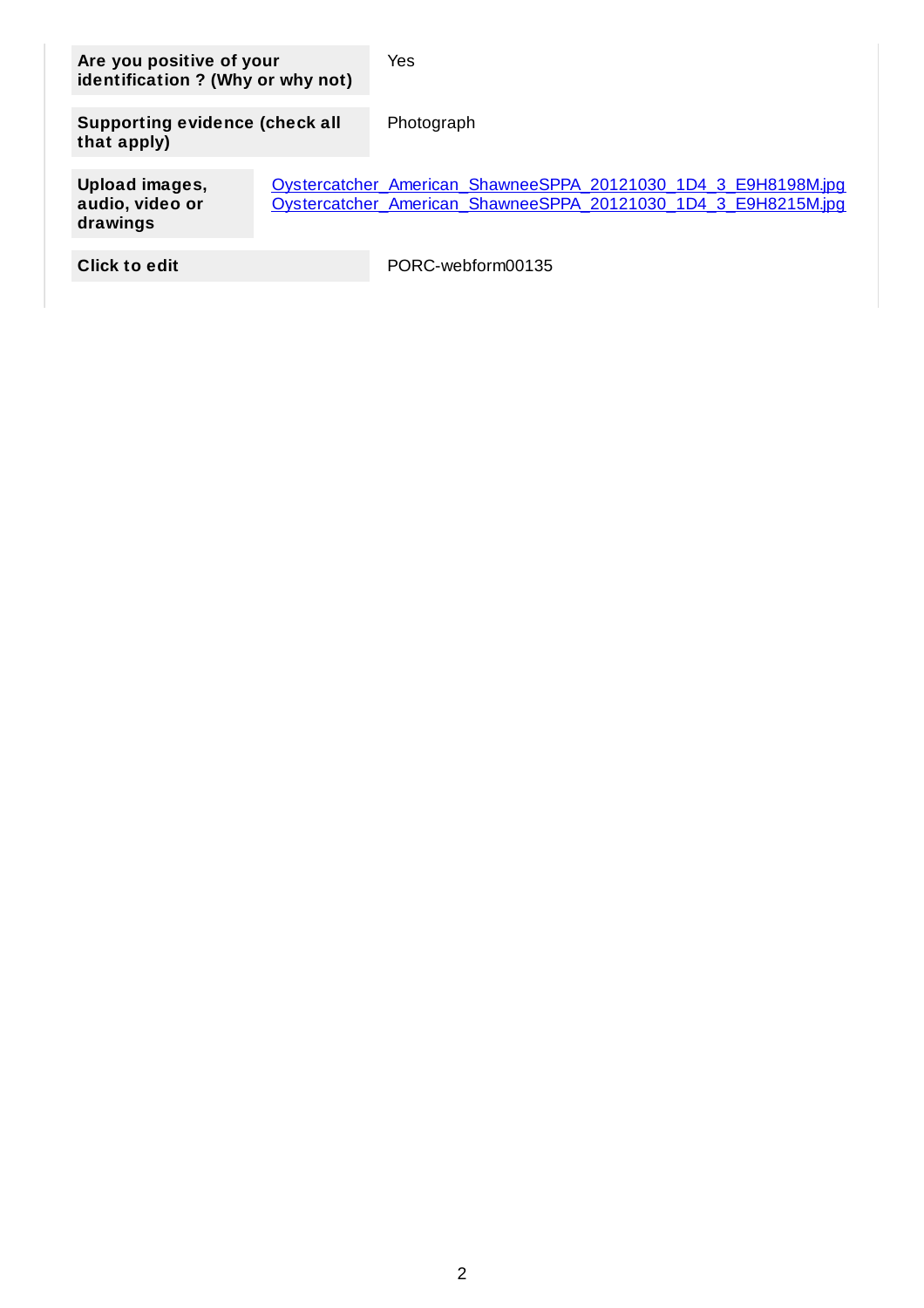| | |
|---|---|
| **Are you positive of your identification ? (Why or why not)** | Yes |
| **Supporting evidence (check all that apply)** | Photograph |
| **Upload images, audio, video or drawings** | Oystercatcher_American_ShawneeSPPA_20121030_1D4_3_E9H8198M.jpg<br>Oystercatcher_American_ShawneeSPPA_20121030_1D4_3_E9H8215M.jpg |
| **Click to edit** | PORC-webform00135 |